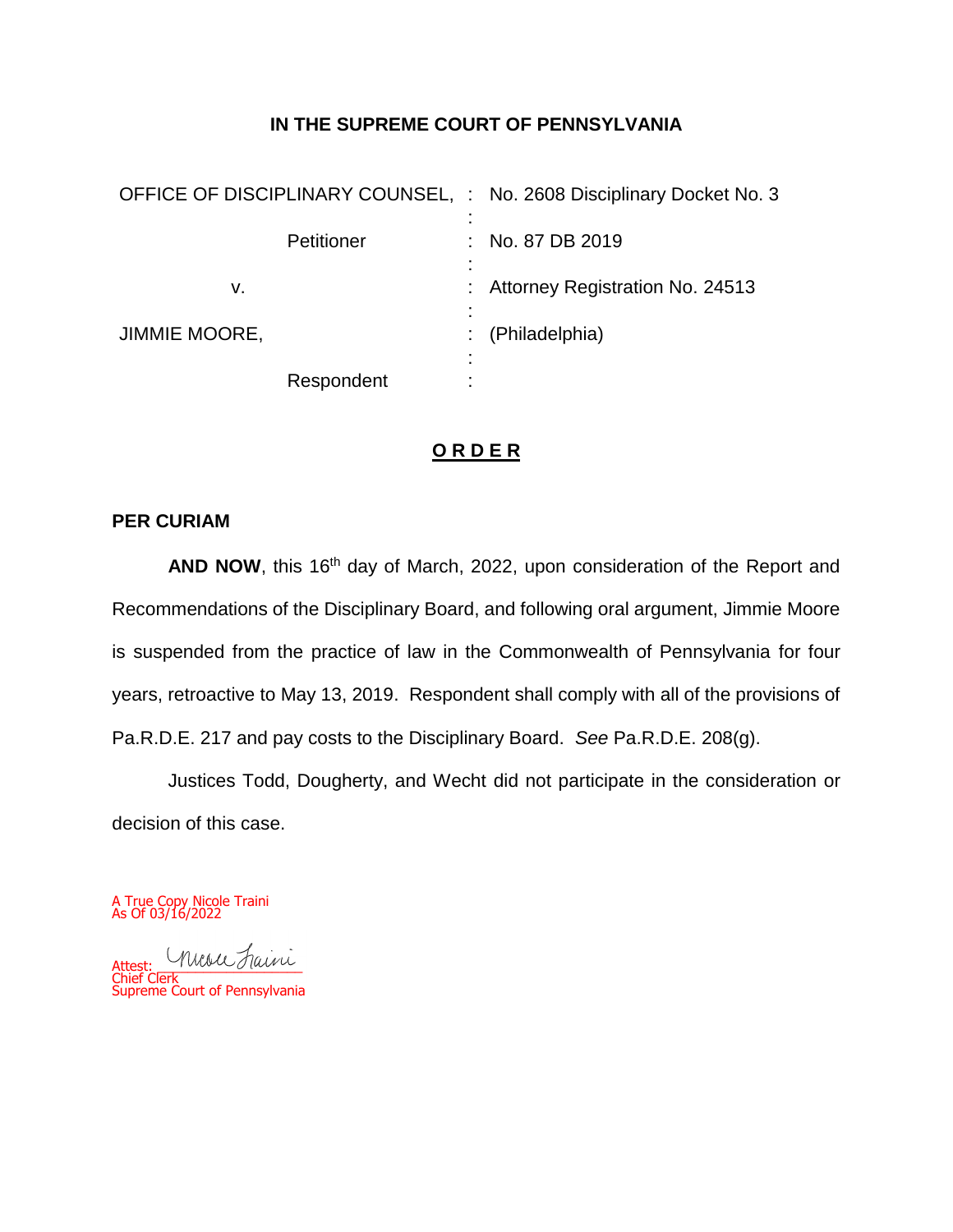**IN THE SUPREME COURT OF PENNSYLVANIA**

| | | |
|---|---|---|
| OFFICE OF DISCIPLINARY COUNSEL, | : | No. 2608 Disciplinary Docket No. 3 |
| Petitioner | : | No. 87 DB 2019 |
| v. | : | Attorney Registration No. 24513 |
| JIMMIE MOORE, | : | (Philadelphia) |
| Respondent | : | |

**<u>O R D E R</u>**

**PER CURIAM**

**AND NOW**, this 16th day of March, 2022, upon consideration of the Report and Recommendations of the Disciplinary Board, and following oral argument, Jimmie Moore is suspended from the practice of law in the Commonwealth of Pennsylvania for four years, retroactive to May 13, 2019. Respondent shall comply with all of the provisions of Pa.R.D.E. 217 and pay costs to the Disciplinary Board. *See* Pa.R.D.E. 208(g).

Justices Todd, Dougherty, and Wecht did not participate in the consideration or decision of this case.

A True Copy Nicole Traini
As Of 03/16/2022

Attest: [signature]
Chief Clerk
Supreme Court of Pennsylvania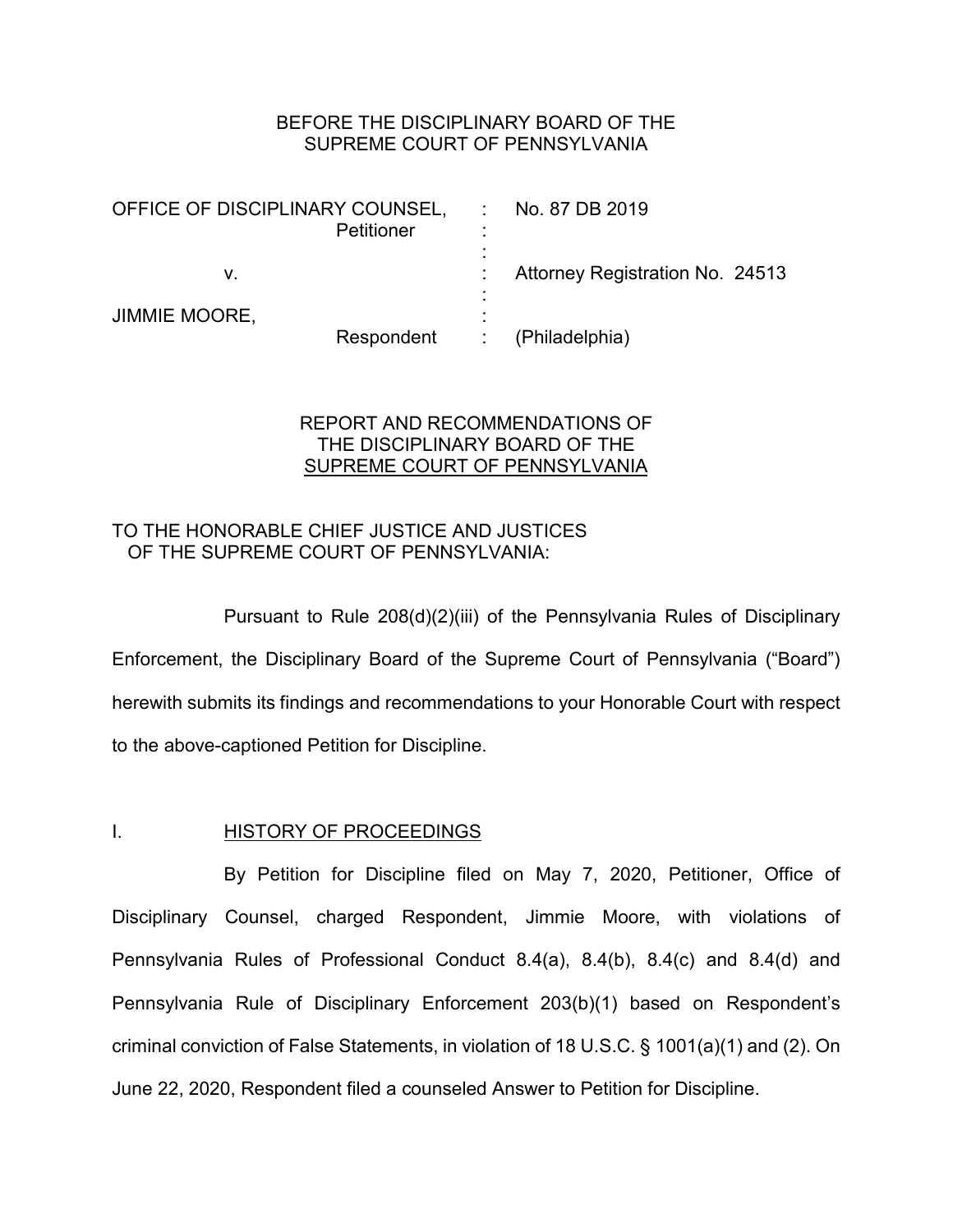BEFORE THE DISCIPLINARY BOARD OF THE
SUPREME COURT OF PENNSYLVANIA

| | | |
|---|---|---|
| OFFICE OF DISCIPLINARY COUNSEL, Petitioner | : | No. 87 DB 2019 |
| v. | : | Attorney Registration No. 24513 |
| JIMMIE MOORE, Respondent | : | (Philadelphia) |

REPORT AND RECOMMENDATIONS OF
THE DISCIPLINARY BOARD OF THE
SUPREME COURT OF PENNSYLVANIA

TO THE HONORABLE CHIEF JUSTICE AND JUSTICES
OF THE SUPREME COURT OF PENNSYLVANIA:

Pursuant to Rule 208(d)(2)(iii) of the Pennsylvania Rules of Disciplinary Enforcement, the Disciplinary Board of the Supreme Court of Pennsylvania ("Board") herewith submits its findings and recommendations to your Honorable Court with respect to the above-captioned Petition for Discipline.

## I. HISTORY OF PROCEEDINGS

By Petition for Discipline filed on May 7, 2020, Petitioner, Office of Disciplinary Counsel, charged Respondent, Jimmie Moore, with violations of Pennsylvania Rules of Professional Conduct 8.4(a), 8.4(b), 8.4(c) and 8.4(d) and Pennsylvania Rule of Disciplinary Enforcement 203(b)(1) based on Respondent's criminal conviction of False Statements, in violation of 18 U.S.C. § 1001(a)(1) and (2). On June 22, 2020, Respondent filed a counseled Answer to Petition for Discipline.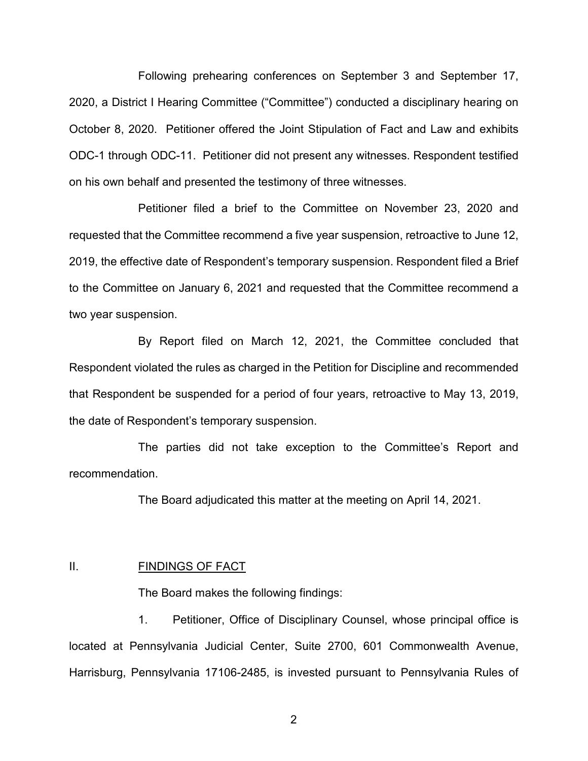Following prehearing conferences on September 3 and September 17, 2020, a District I Hearing Committee ("Committee") conducted a disciplinary hearing on October 8, 2020. Petitioner offered the Joint Stipulation of Fact and Law and exhibits ODC-1 through ODC-11. Petitioner did not present any witnesses. Respondent testified on his own behalf and presented the testimony of three witnesses.

Petitioner filed a brief to the Committee on November 23, 2020 and requested that the Committee recommend a five year suspension, retroactive to June 12, 2019, the effective date of Respondent's temporary suspension. Respondent filed a Brief to the Committee on January 6, 2021 and requested that the Committee recommend a two year suspension.

By Report filed on March 12, 2021, the Committee concluded that Respondent violated the rules as charged in the Petition for Discipline and recommended that Respondent be suspended for a period of four years, retroactive to May 13, 2019, the date of Respondent's temporary suspension.

The parties did not take exception to the Committee's Report and recommendation.

The Board adjudicated this matter at the meeting on April 14, 2021.

## II. FINDINGS OF FACT

The Board makes the following findings:

1. Petitioner, Office of Disciplinary Counsel, whose principal office is located at Pennsylvania Judicial Center, Suite 2700, 601 Commonwealth Avenue, Harrisburg, Pennsylvania 17106-2485, is invested pursuant to Pennsylvania Rules of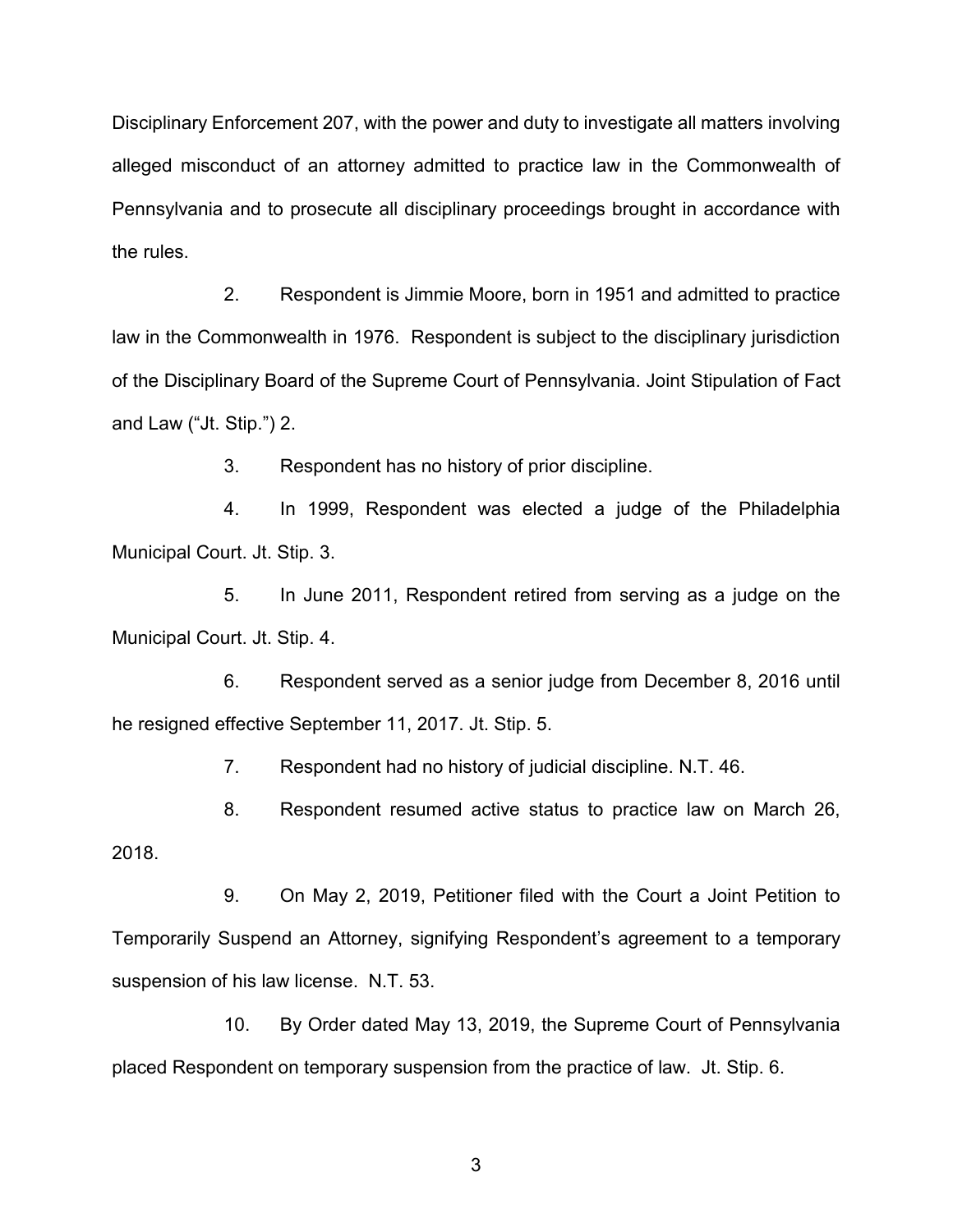Disciplinary Enforcement 207, with the power and duty to investigate all matters involving alleged misconduct of an attorney admitted to practice law in the Commonwealth of Pennsylvania and to prosecute all disciplinary proceedings brought in accordance with the rules.

2. Respondent is Jimmie Moore, born in 1951 and admitted to practice law in the Commonwealth in 1976. Respondent is subject to the disciplinary jurisdiction of the Disciplinary Board of the Supreme Court of Pennsylvania. Joint Stipulation of Fact and Law ("Jt. Stip.") 2.

3. Respondent has no history of prior discipline.

4. In 1999, Respondent was elected a judge of the Philadelphia Municipal Court. Jt. Stip. 3.

5. In June 2011, Respondent retired from serving as a judge on the Municipal Court. Jt. Stip. 4.

6. Respondent served as a senior judge from December 8, 2016 until he resigned effective September 11, 2017. Jt. Stip. 5.

7. Respondent had no history of judicial discipline. N.T. 46.

8. Respondent resumed active status to practice law on March 26, 2018.

9. On May 2, 2019, Petitioner filed with the Court a Joint Petition to Temporarily Suspend an Attorney, signifying Respondent's agreement to a temporary suspension of his law license. N.T. 53.

10. By Order dated May 13, 2019, the Supreme Court of Pennsylvania placed Respondent on temporary suspension from the practice of law. Jt. Stip. 6.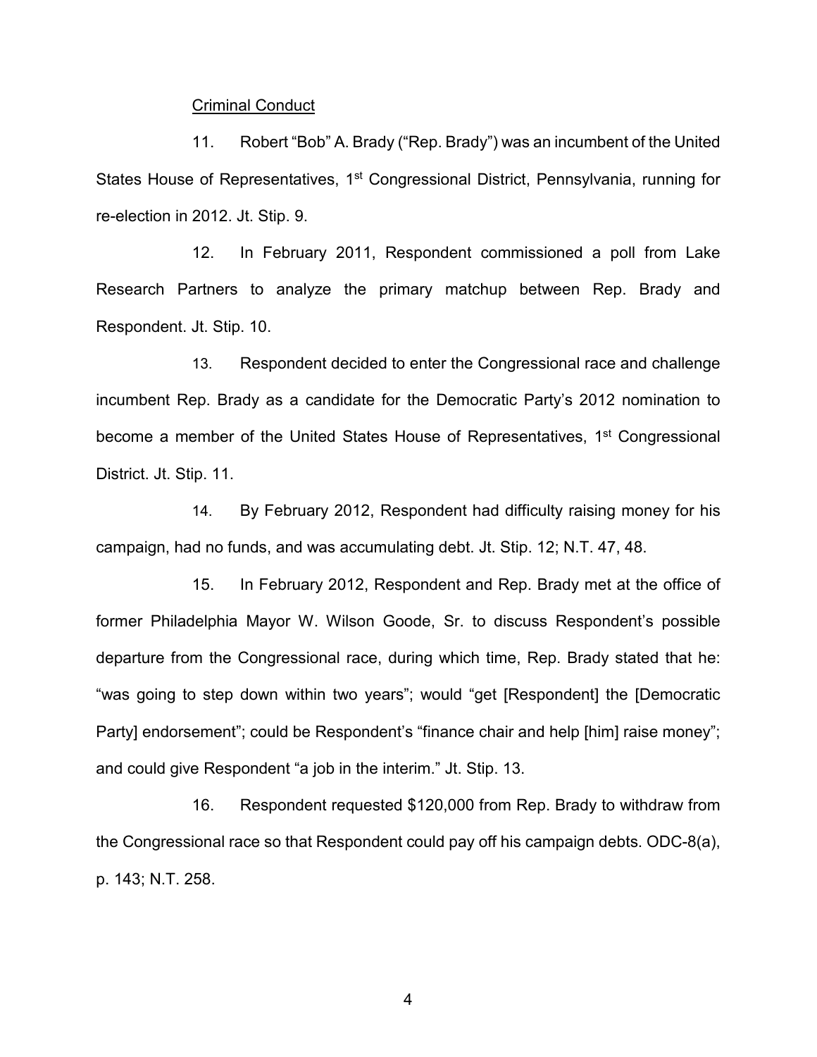Criminal Conduct

11. Robert "Bob" A. Brady ("Rep. Brady") was an incumbent of the United States House of Representatives, 1st Congressional District, Pennsylvania, running for re-election in 2012. Jt. Stip. 9.

12. In February 2011, Respondent commissioned a poll from Lake Research Partners to analyze the primary matchup between Rep. Brady and Respondent. Jt. Stip. 10.

13. Respondent decided to enter the Congressional race and challenge incumbent Rep. Brady as a candidate for the Democratic Party's 2012 nomination to become a member of the United States House of Representatives, 1st Congressional District. Jt. Stip. 11.

14. By February 2012, Respondent had difficulty raising money for his campaign, had no funds, and was accumulating debt. Jt. Stip. 12; N.T. 47, 48.

15. In February 2012, Respondent and Rep. Brady met at the office of former Philadelphia Mayor W. Wilson Goode, Sr. to discuss Respondent's possible departure from the Congressional race, during which time, Rep. Brady stated that he: "was going to step down within two years"; would "get [Respondent] the [Democratic Party] endorsement"; could be Respondent's "finance chair and help [him] raise money"; and could give Respondent "a job in the interim." Jt. Stip. 13.

16. Respondent requested $120,000 from Rep. Brady to withdraw from the Congressional race so that Respondent could pay off his campaign debts. ODC-8(a), p. 143; N.T. 258.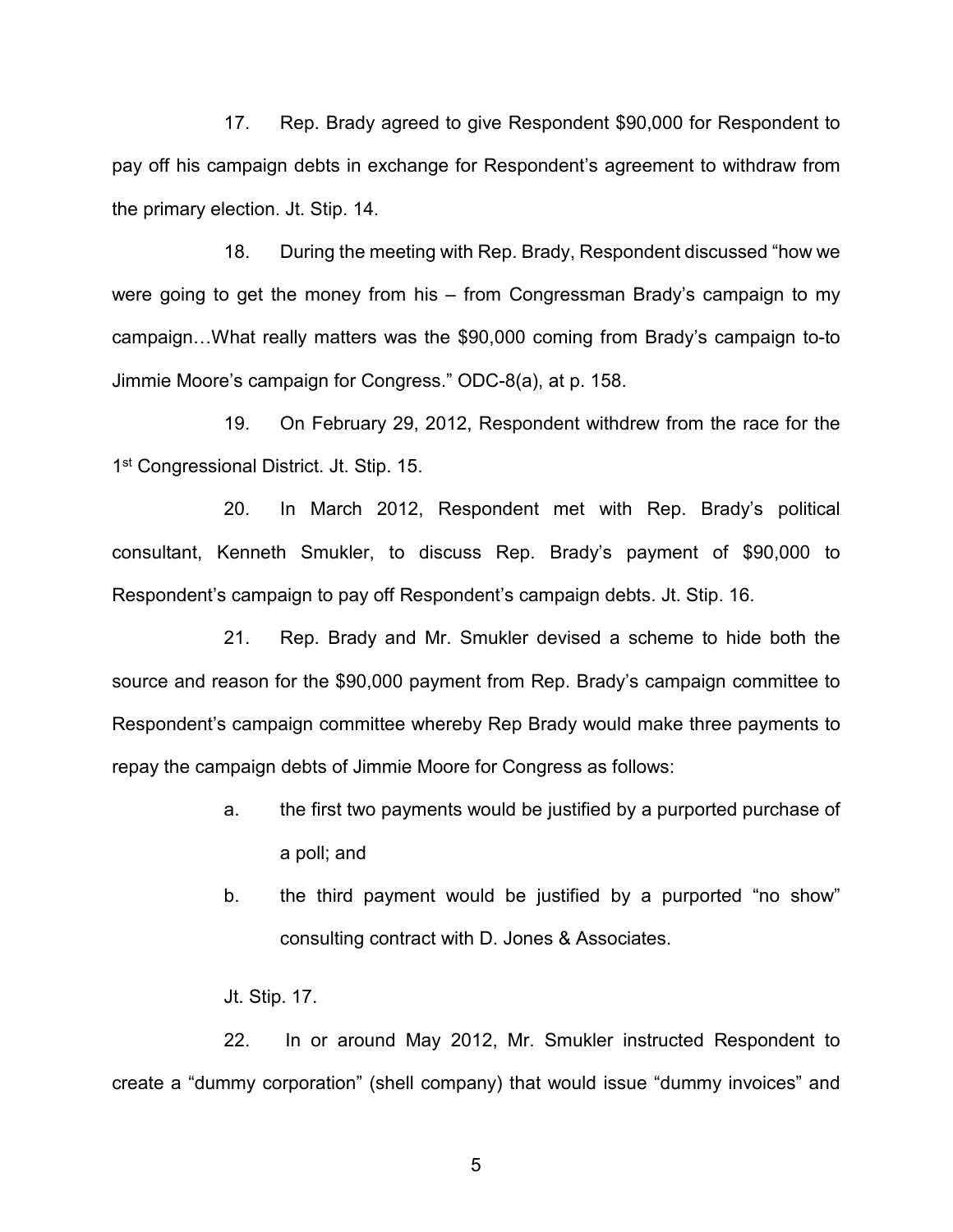17. Rep. Brady agreed to give Respondent $90,000 for Respondent to pay off his campaign debts in exchange for Respondent's agreement to withdraw from the primary election. Jt. Stip. 14.

18. During the meeting with Rep. Brady, Respondent discussed "how we were going to get the money from his – from Congressman Brady's campaign to my campaign…What really matters was the $90,000 coming from Brady's campaign to-to Jimmie Moore's campaign for Congress." ODC-8(a), at p. 158.

19. On February 29, 2012, Respondent withdrew from the race for the 1st Congressional District. Jt. Stip. 15.

20. In March 2012, Respondent met with Rep. Brady's political consultant, Kenneth Smukler, to discuss Rep. Brady's payment of $90,000 to Respondent's campaign to pay off Respondent's campaign debts. Jt. Stip. 16.

21. Rep. Brady and Mr. Smukler devised a scheme to hide both the source and reason for the $90,000 payment from Rep. Brady's campaign committee to Respondent's campaign committee whereby Rep Brady would make three payments to repay the campaign debts of Jimmie Moore for Congress as follows:

a. the first two payments would be justified by a purported purchase of a poll; and

b. the third payment would be justified by a purported "no show" consulting contract with D. Jones & Associates.

Jt. Stip. 17.

22. In or around May 2012, Mr. Smukler instructed Respondent to create a "dummy corporation" (shell company) that would issue "dummy invoices" and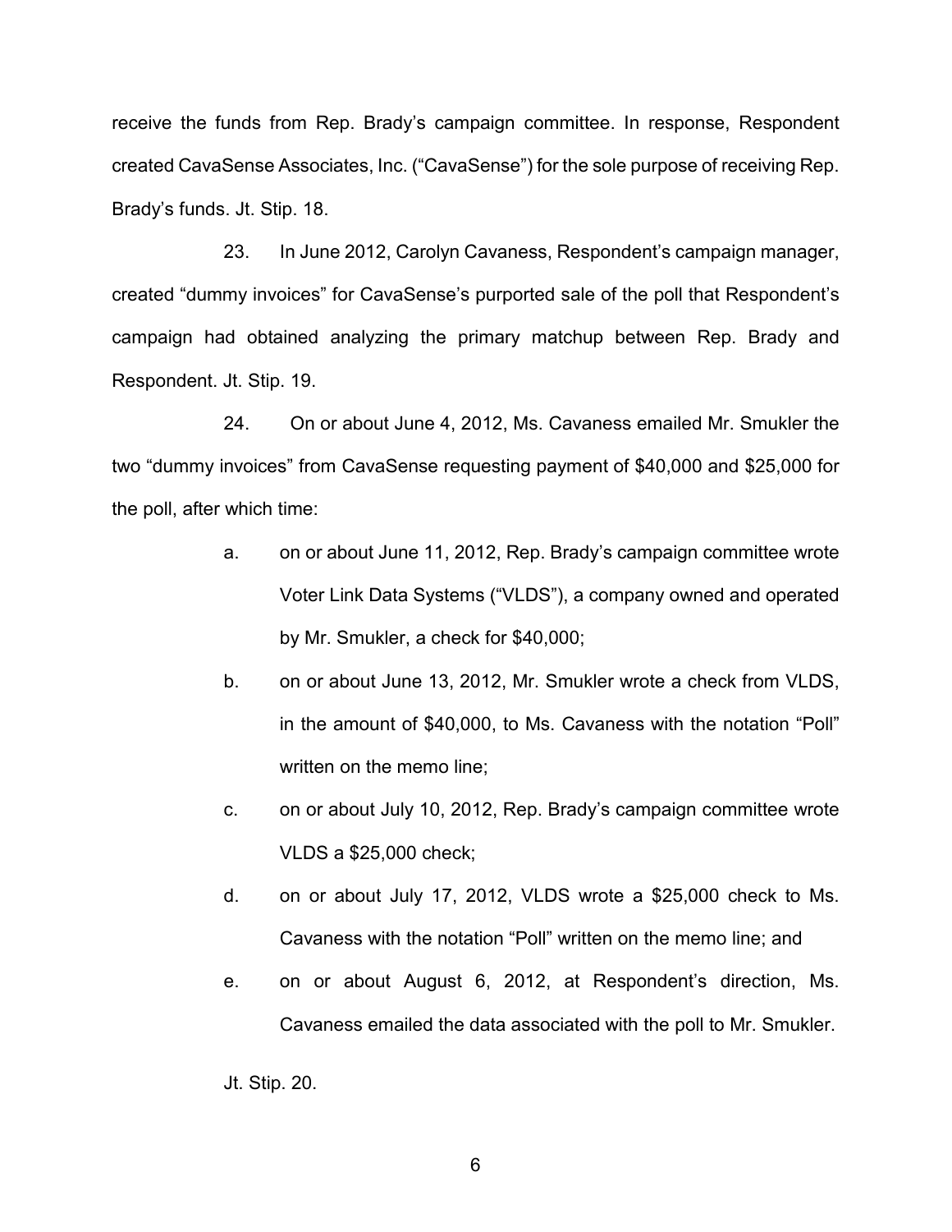receive the funds from Rep. Brady's campaign committee. In response, Respondent created CavaSense Associates, Inc. ("CavaSense") for the sole purpose of receiving Rep. Brady's funds. Jt. Stip. 18.

23. In June 2012, Carolyn Cavaness, Respondent's campaign manager, created "dummy invoices" for CavaSense's purported sale of the poll that Respondent's campaign had obtained analyzing the primary matchup between Rep. Brady and Respondent. Jt. Stip. 19.

24. On or about June 4, 2012, Ms. Cavaness emailed Mr. Smukler the two "dummy invoices" from CavaSense requesting payment of $40,000 and $25,000 for the poll, after which time:

a. on or about June 11, 2012, Rep. Brady's campaign committee wrote Voter Link Data Systems ("VLDS"), a company owned and operated by Mr. Smukler, a check for $40,000;

b. on or about June 13, 2012, Mr. Smukler wrote a check from VLDS, in the amount of $40,000, to Ms. Cavaness with the notation "Poll" written on the memo line;

c. on or about July 10, 2012, Rep. Brady's campaign committee wrote VLDS a $25,000 check;

d. on or about July 17, 2012, VLDS wrote a $25,000 check to Ms. Cavaness with the notation "Poll" written on the memo line; and

e. on or about August 6, 2012, at Respondent's direction, Ms. Cavaness emailed the data associated with the poll to Mr. Smukler.

Jt. Stip. 20.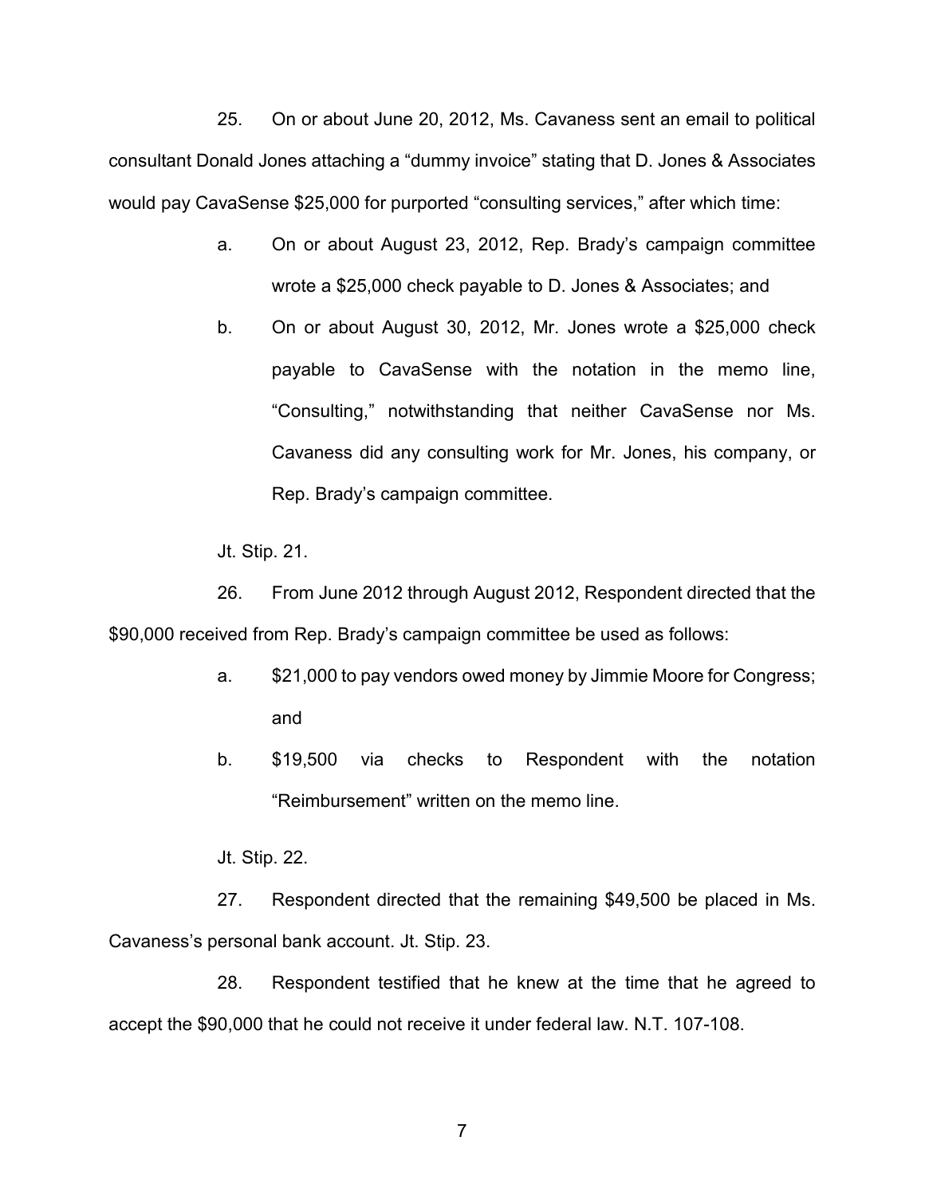25. On or about June 20, 2012, Ms. Cavaness sent an email to political consultant Donald Jones attaching a "dummy invoice" stating that D. Jones & Associates would pay CavaSense $25,000 for purported "consulting services," after which time:

   a. On or about August 23, 2012, Rep. Brady's campaign committee wrote a $25,000 check payable to D. Jones & Associates; and

   b. On or about August 30, 2012, Mr. Jones wrote a $25,000 check payable to CavaSense with the notation in the memo line, "Consulting," notwithstanding that neither CavaSense nor Ms. Cavaness did any consulting work for Mr. Jones, his company, or Rep. Brady's campaign committee.

Jt. Stip. 21.

26. From June 2012 through August 2012, Respondent directed that the $90,000 received from Rep. Brady's campaign committee be used as follows:

   a. $21,000 to pay vendors owed money by Jimmie Moore for Congress; and

   b. $19,500 via checks to Respondent with the notation "Reimbursement" written on the memo line.

Jt. Stip. 22.

27. Respondent directed that the remaining $49,500 be placed in Ms. Cavaness's personal bank account. Jt. Stip. 23.

28. Respondent testified that he knew at the time that he agreed to accept the $90,000 that he could not receive it under federal law. N.T. 107-108.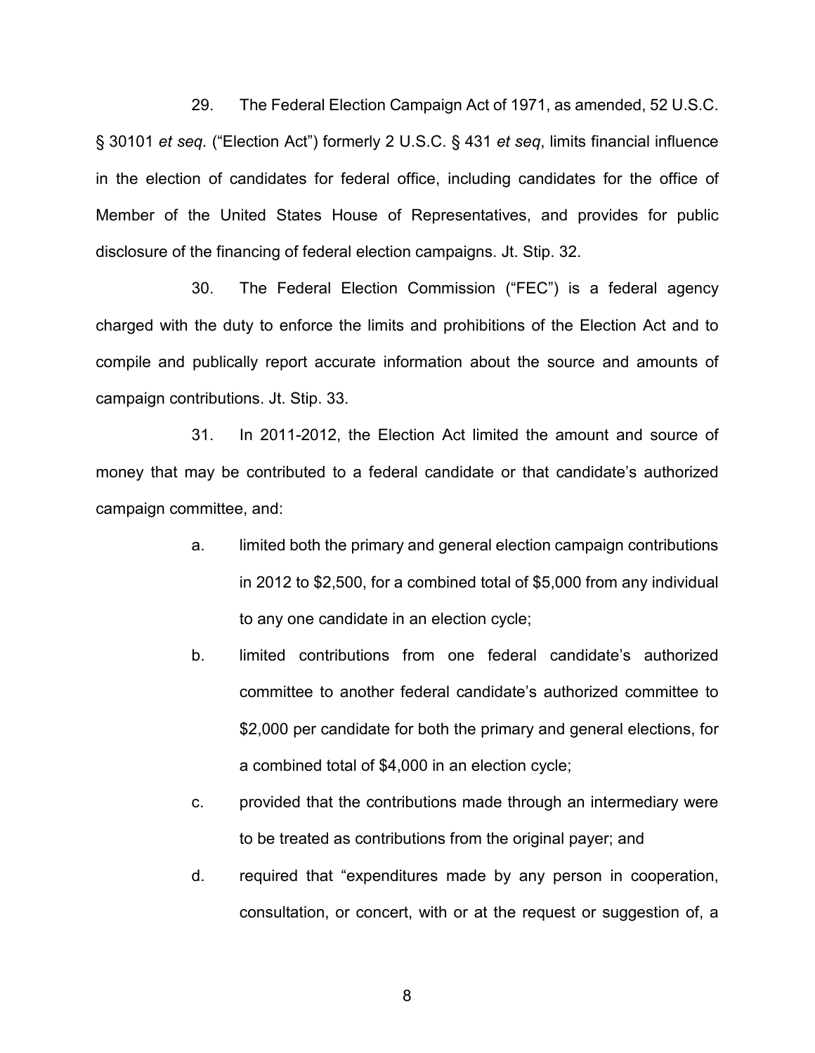29. The Federal Election Campaign Act of 1971, as amended, 52 U.S.C. § 30101 *et seq.* ("Election Act") formerly 2 U.S.C. § 431 *et seq*, limits financial influence in the election of candidates for federal office, including candidates for the office of Member of the United States House of Representatives, and provides for public disclosure of the financing of federal election campaigns. Jt. Stip. 32.

30. The Federal Election Commission ("FEC") is a federal agency charged with the duty to enforce the limits and prohibitions of the Election Act and to compile and publically report accurate information about the source and amounts of campaign contributions. Jt. Stip. 33.

31. In 2011-2012, the Election Act limited the amount and source of money that may be contributed to a federal candidate or that candidate's authorized campaign committee, and:

a. limited both the primary and general election campaign contributions in 2012 to $2,500, for a combined total of $5,000 from any individual to any one candidate in an election cycle;

b. limited contributions from one federal candidate's authorized committee to another federal candidate's authorized committee to $2,000 per candidate for both the primary and general elections, for a combined total of $4,000 in an election cycle;

c. provided that the contributions made through an intermediary were to be treated as contributions from the original payer; and

d. required that "expenditures made by any person in cooperation, consultation, or concert, with or at the request or suggestion of, a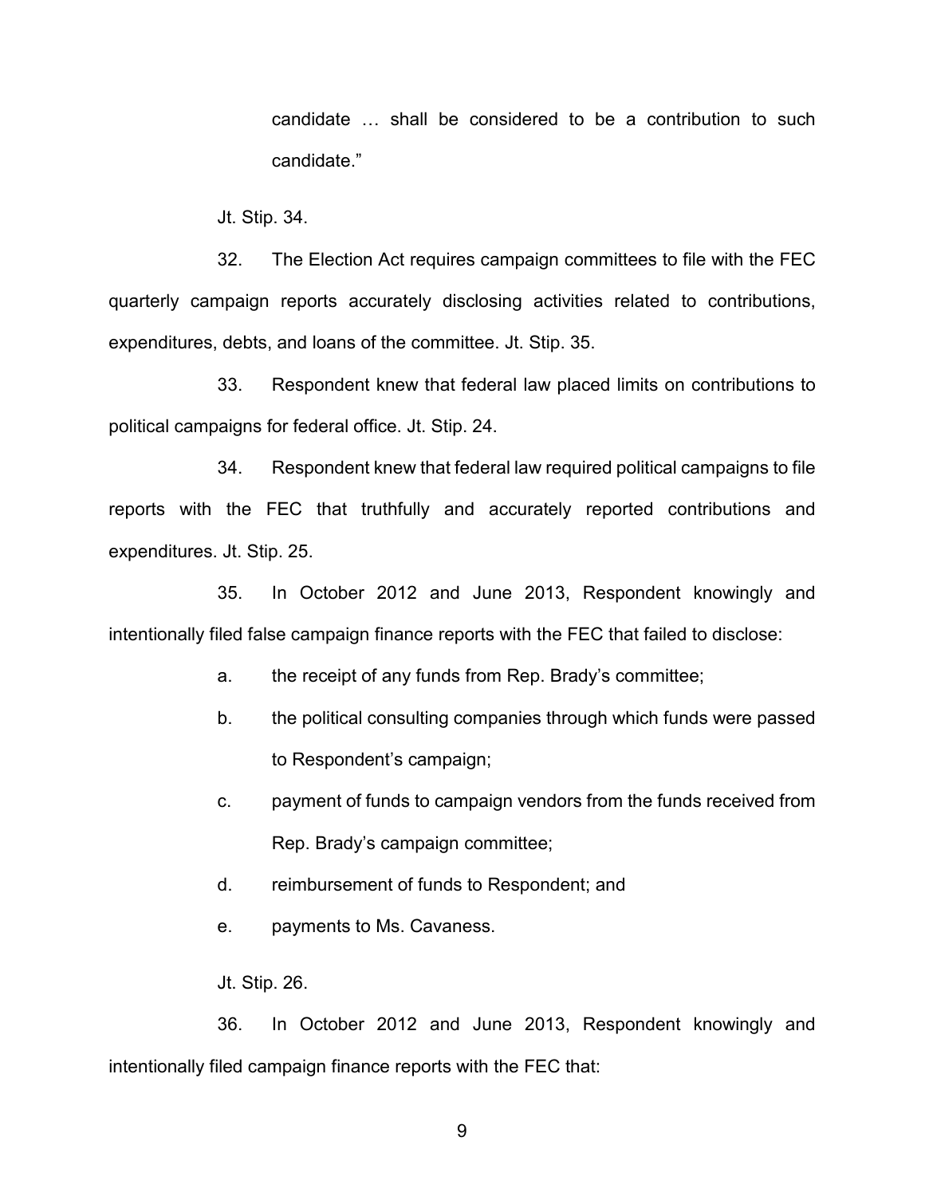candidate … shall be considered to be a contribution to such candidate."

Jt. Stip. 34.

32. The Election Act requires campaign committees to file with the FEC quarterly campaign reports accurately disclosing activities related to contributions, expenditures, debts, and loans of the committee. Jt. Stip. 35.

33. Respondent knew that federal law placed limits on contributions to political campaigns for federal office. Jt. Stip. 24.

34. Respondent knew that federal law required political campaigns to file reports with the FEC that truthfully and accurately reported contributions and expenditures. Jt. Stip. 25.

35. In October 2012 and June 2013, Respondent knowingly and intentionally filed false campaign finance reports with the FEC that failed to disclose:

a. the receipt of any funds from Rep. Brady's committee;

b. the political consulting companies through which funds were passed to Respondent's campaign;

c. payment of funds to campaign vendors from the funds received from Rep. Brady's campaign committee;

d. reimbursement of funds to Respondent; and

e. payments to Ms. Cavaness.

Jt. Stip. 26.

36. In October 2012 and June 2013, Respondent knowingly and intentionally filed campaign finance reports with the FEC that: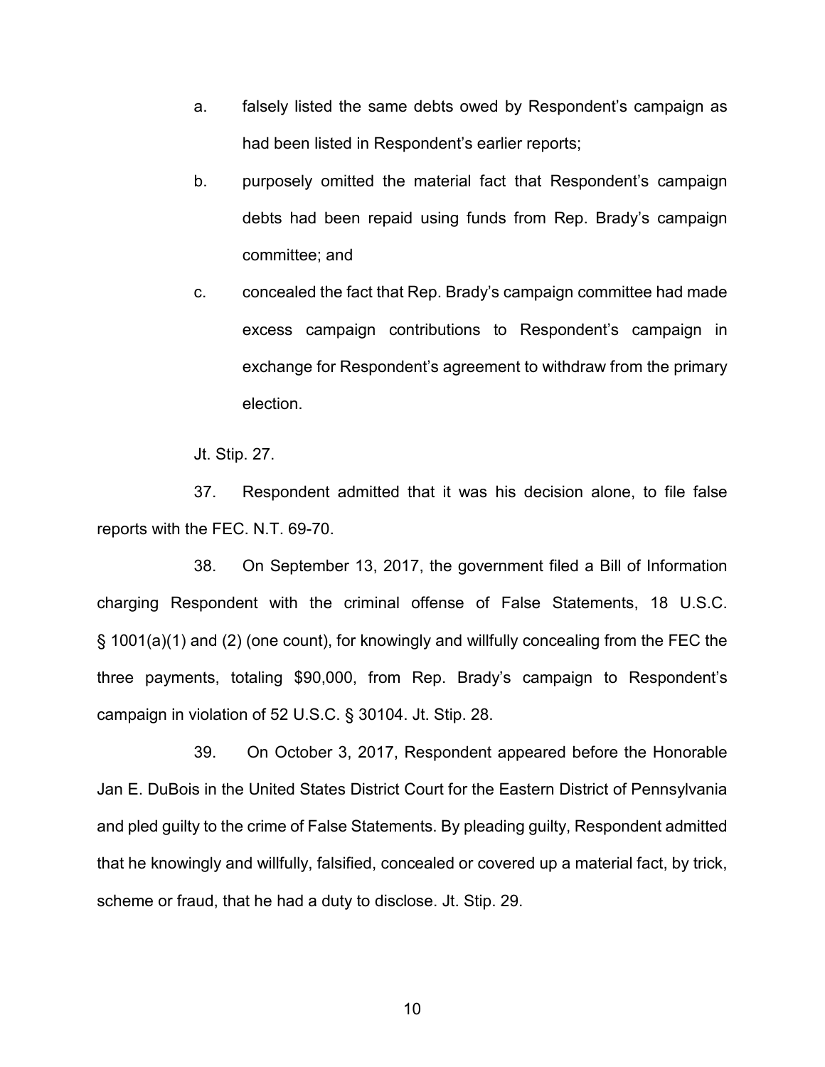a. falsely listed the same debts owed by Respondent's campaign as had been listed in Respondent's earlier reports;

b. purposely omitted the material fact that Respondent's campaign debts had been repaid using funds from Rep. Brady's campaign committee; and

c. concealed the fact that Rep. Brady's campaign committee had made excess campaign contributions to Respondent's campaign in exchange for Respondent's agreement to withdraw from the primary election.

Jt. Stip. 27.

37. Respondent admitted that it was his decision alone, to file false reports with the FEC. N.T. 69-70.

38. On September 13, 2017, the government filed a Bill of Information charging Respondent with the criminal offense of False Statements, 18 U.S.C. § 1001(a)(1) and (2) (one count), for knowingly and willfully concealing from the FEC the three payments, totaling $90,000, from Rep. Brady's campaign to Respondent's campaign in violation of 52 U.S.C. § 30104. Jt. Stip. 28.

39. On October 3, 2017, Respondent appeared before the Honorable Jan E. DuBois in the United States District Court for the Eastern District of Pennsylvania and pled guilty to the crime of False Statements. By pleading guilty, Respondent admitted that he knowingly and willfully, falsified, concealed or covered up a material fact, by trick, scheme or fraud, that he had a duty to disclose. Jt. Stip. 29.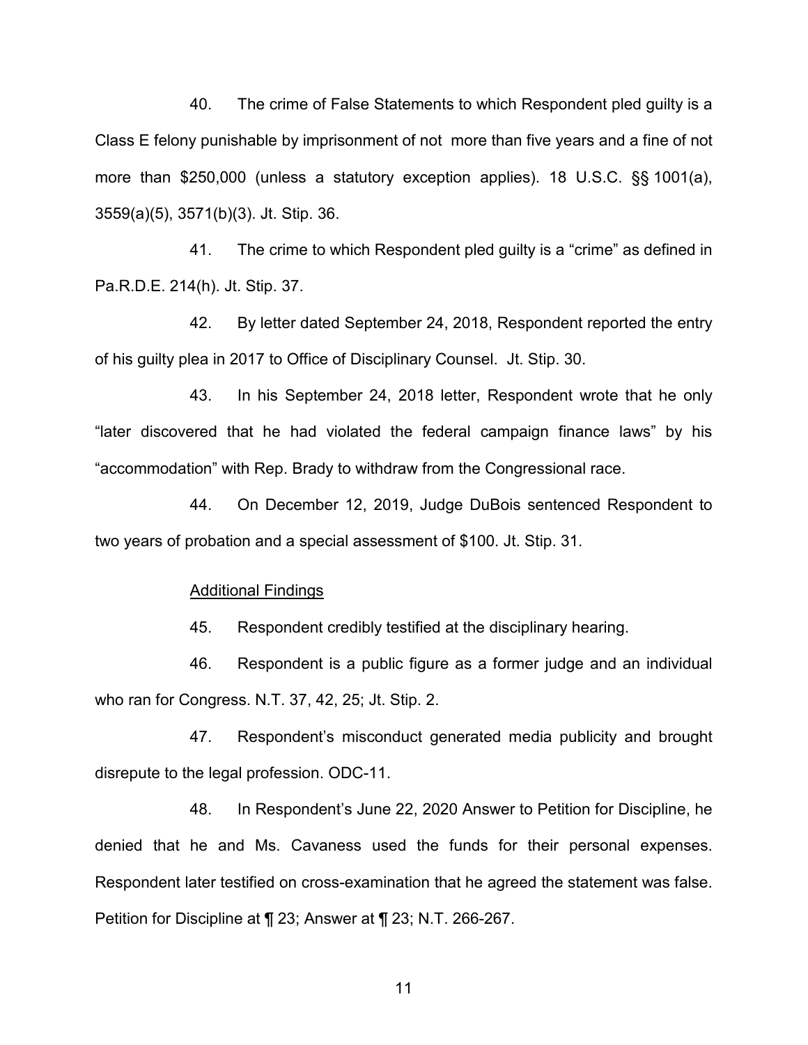40. The crime of False Statements to which Respondent pled guilty is a Class E felony punishable by imprisonment of not more than five years and a fine of not more than $250,000 (unless a statutory exception applies). 18 U.S.C. §§ 1001(a), 3559(a)(5), 3571(b)(3). Jt. Stip. 36.

41. The crime to which Respondent pled guilty is a "crime" as defined in Pa.R.D.E. 214(h). Jt. Stip. 37.

42. By letter dated September 24, 2018, Respondent reported the entry of his guilty plea in 2017 to Office of Disciplinary Counsel. Jt. Stip. 30.

43. In his September 24, 2018 letter, Respondent wrote that he only "later discovered that he had violated the federal campaign finance laws" by his "accommodation" with Rep. Brady to withdraw from the Congressional race.

44. On December 12, 2019, Judge DuBois sentenced Respondent to two years of probation and a special assessment of $100. Jt. Stip. 31.

<u>Additional Findings</u>

45. Respondent credibly testified at the disciplinary hearing.

46. Respondent is a public figure as a former judge and an individual who ran for Congress. N.T. 37, 42, 25; Jt. Stip. 2.

47. Respondent's misconduct generated media publicity and brought disrepute to the legal profession. ODC-11.

48. In Respondent's June 22, 2020 Answer to Petition for Discipline, he denied that he and Ms. Cavaness used the funds for their personal expenses. Respondent later testified on cross-examination that he agreed the statement was false. Petition for Discipline at ¶ 23; Answer at ¶ 23; N.T. 266-267.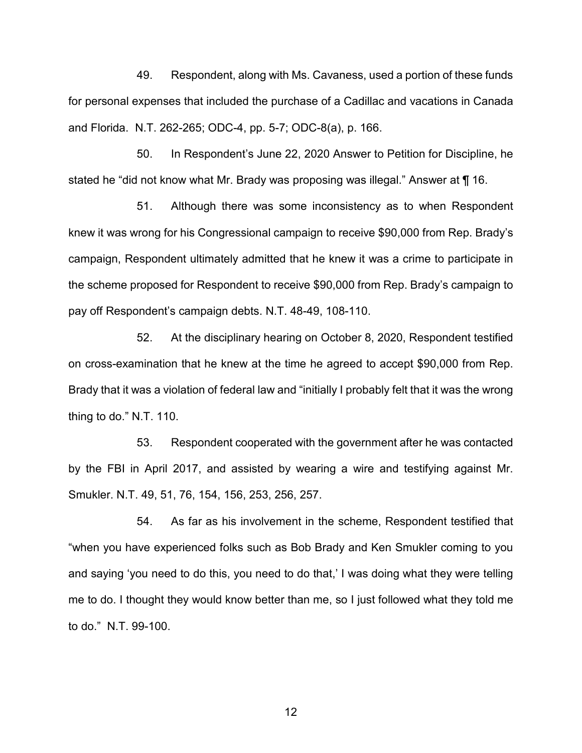49. Respondent, along with Ms. Cavaness, used a portion of these funds for personal expenses that included the purchase of a Cadillac and vacations in Canada and Florida. N.T. 262-265; ODC-4, pp. 5-7; ODC-8(a), p. 166.

50. In Respondent's June 22, 2020 Answer to Petition for Discipline, he stated he "did not know what Mr. Brady was proposing was illegal." Answer at ¶ 16.

51. Although there was some inconsistency as to when Respondent knew it was wrong for his Congressional campaign to receive $90,000 from Rep. Brady's campaign, Respondent ultimately admitted that he knew it was a crime to participate in the scheme proposed for Respondent to receive $90,000 from Rep. Brady's campaign to pay off Respondent's campaign debts. N.T. 48-49, 108-110.

52. At the disciplinary hearing on October 8, 2020, Respondent testified on cross-examination that he knew at the time he agreed to accept $90,000 from Rep. Brady that it was a violation of federal law and "initially I probably felt that it was the wrong thing to do." N.T. 110.

53. Respondent cooperated with the government after he was contacted by the FBI in April 2017, and assisted by wearing a wire and testifying against Mr. Smukler. N.T. 49, 51, 76, 154, 156, 253, 256, 257.

54. As far as his involvement in the scheme, Respondent testified that "when you have experienced folks such as Bob Brady and Ken Smukler coming to you and saying 'you need to do this, you need to do that,' I was doing what they were telling me to do. I thought they would know better than me, so I just followed what they told me to do." N.T. 99-100.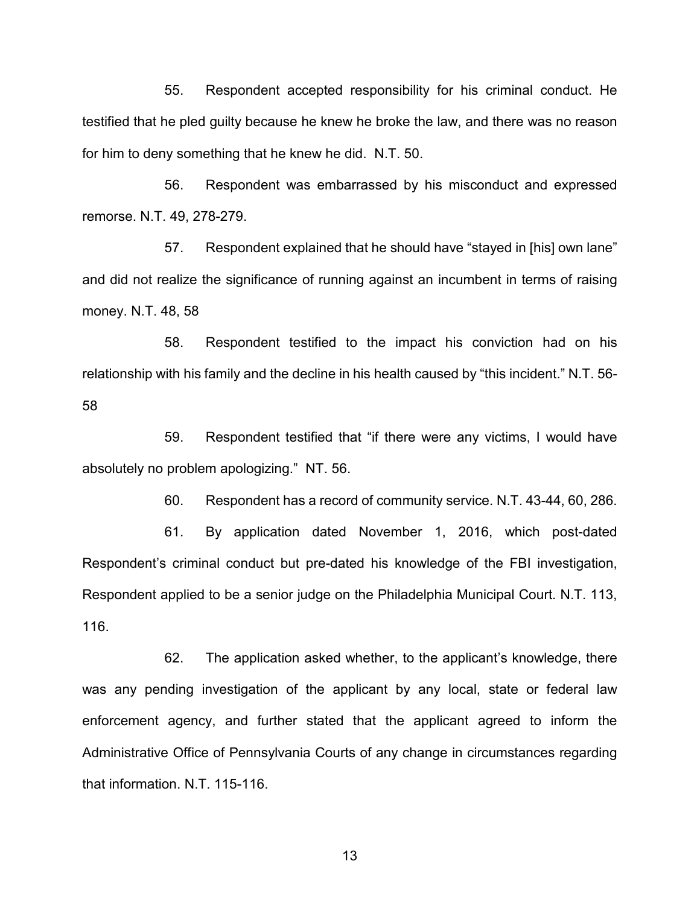55. Respondent accepted responsibility for his criminal conduct. He testified that he pled guilty because he knew he broke the law, and there was no reason for him to deny something that he knew he did. N.T. 50.

56. Respondent was embarrassed by his misconduct and expressed remorse. N.T. 49, 278-279.

57. Respondent explained that he should have "stayed in [his] own lane" and did not realize the significance of running against an incumbent in terms of raising money. N.T. 48, 58

58. Respondent testified to the impact his conviction had on his relationship with his family and the decline in his health caused by "this incident." N.T. 56-58

59. Respondent testified that "if there were any victims, I would have absolutely no problem apologizing." NT. 56.

60. Respondent has a record of community service. N.T. 43-44, 60, 286.

61. By application dated November 1, 2016, which post-dated Respondent's criminal conduct but pre-dated his knowledge of the FBI investigation, Respondent applied to be a senior judge on the Philadelphia Municipal Court. N.T. 113, 116.

62. The application asked whether, to the applicant's knowledge, there was any pending investigation of the applicant by any local, state or federal law enforcement agency, and further stated that the applicant agreed to inform the Administrative Office of Pennsylvania Courts of any change in circumstances regarding that information. N.T. 115-116.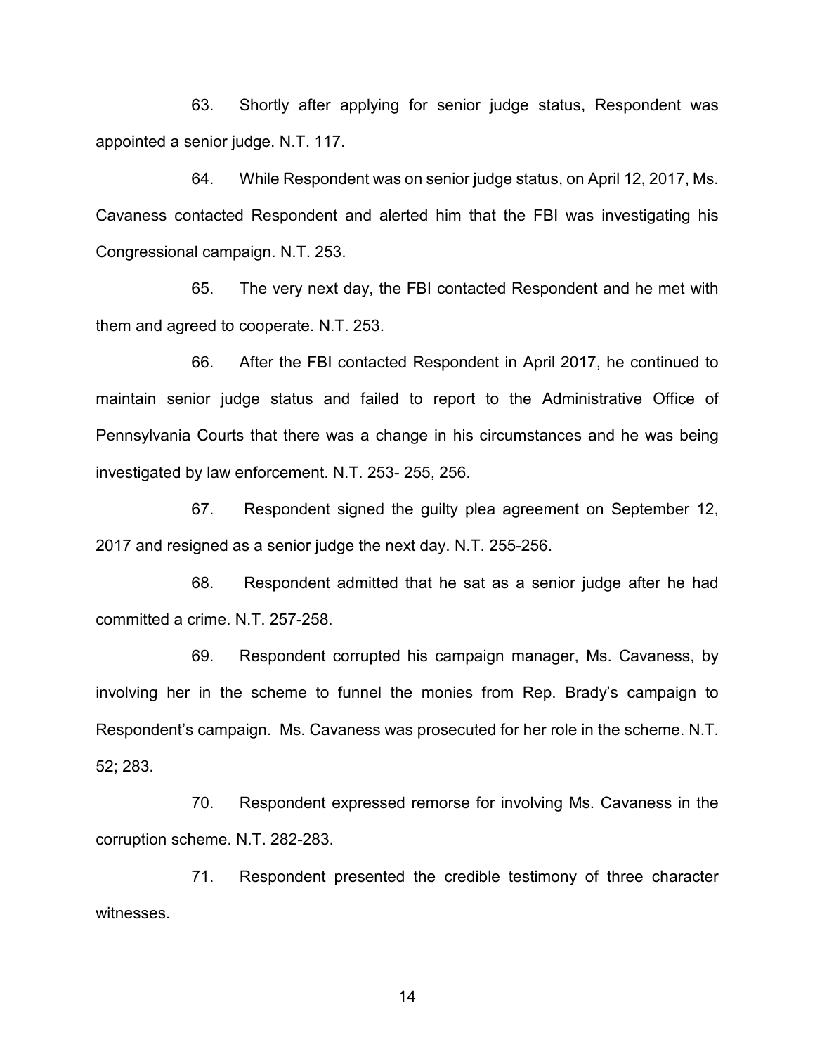63. Shortly after applying for senior judge status, Respondent was appointed a senior judge. N.T. 117.

64. While Respondent was on senior judge status, on April 12, 2017, Ms. Cavaness contacted Respondent and alerted him that the FBI was investigating his Congressional campaign. N.T. 253.

65. The very next day, the FBI contacted Respondent and he met with them and agreed to cooperate. N.T. 253.

66. After the FBI contacted Respondent in April 2017, he continued to maintain senior judge status and failed to report to the Administrative Office of Pennsylvania Courts that there was a change in his circumstances and he was being investigated by law enforcement. N.T. 253- 255, 256.

67. Respondent signed the guilty plea agreement on September 12, 2017 and resigned as a senior judge the next day. N.T. 255-256.

68. Respondent admitted that he sat as a senior judge after he had committed a crime. N.T. 257-258.

69. Respondent corrupted his campaign manager, Ms. Cavaness, by involving her in the scheme to funnel the monies from Rep. Brady's campaign to Respondent's campaign. Ms. Cavaness was prosecuted for her role in the scheme. N.T. 52; 283.

70. Respondent expressed remorse for involving Ms. Cavaness in the corruption scheme. N.T. 282-283.

71. Respondent presented the credible testimony of three character witnesses.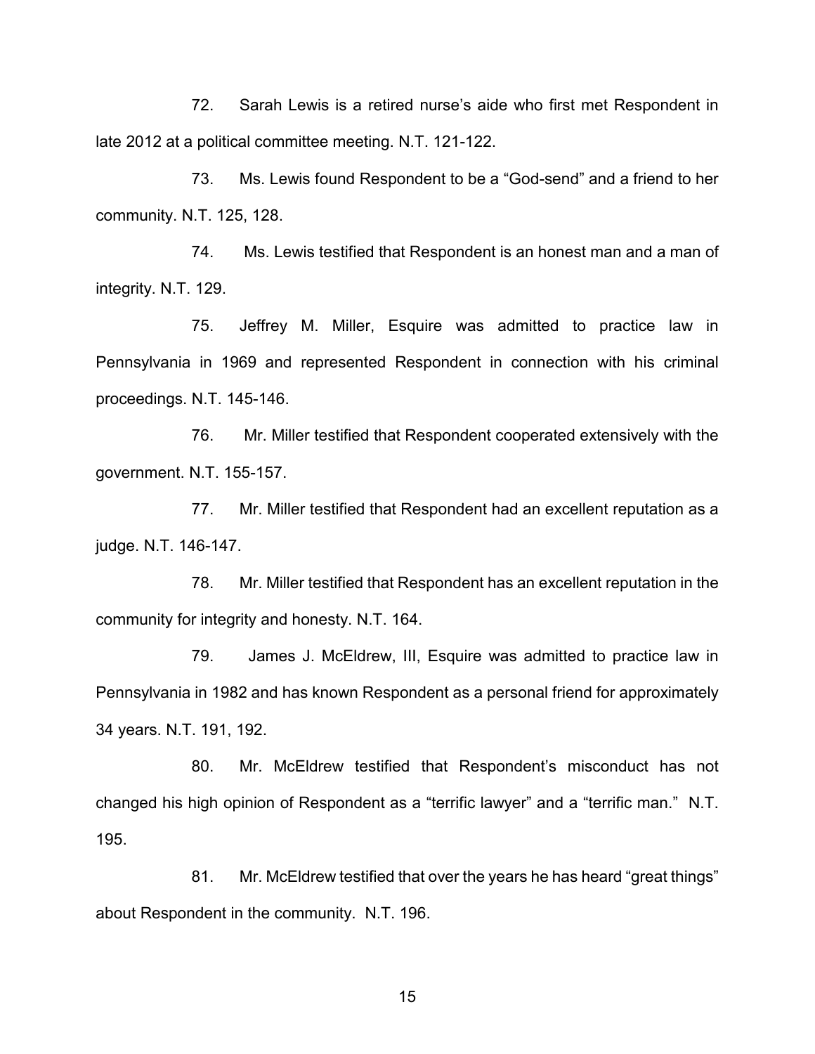72. Sarah Lewis is a retired nurse's aide who first met Respondent in late 2012 at a political committee meeting. N.T. 121-122.

73. Ms. Lewis found Respondent to be a "God-send" and a friend to her community. N.T. 125, 128.

74. Ms. Lewis testified that Respondent is an honest man and a man of integrity. N.T. 129.

75. Jeffrey M. Miller, Esquire was admitted to practice law in Pennsylvania in 1969 and represented Respondent in connection with his criminal proceedings. N.T. 145-146.

76. Mr. Miller testified that Respondent cooperated extensively with the government. N.T. 155-157.

77. Mr. Miller testified that Respondent had an excellent reputation as a judge. N.T. 146-147.

78. Mr. Miller testified that Respondent has an excellent reputation in the community for integrity and honesty. N.T. 164.

79. James J. McEldrew, III, Esquire was admitted to practice law in Pennsylvania in 1982 and has known Respondent as a personal friend for approximately 34 years. N.T. 191, 192.

80. Mr. McEldrew testified that Respondent's misconduct has not changed his high opinion of Respondent as a "terrific lawyer" and a "terrific man." N.T. 195.

81. Mr. McEldrew testified that over the years he has heard "great things" about Respondent in the community. N.T. 196.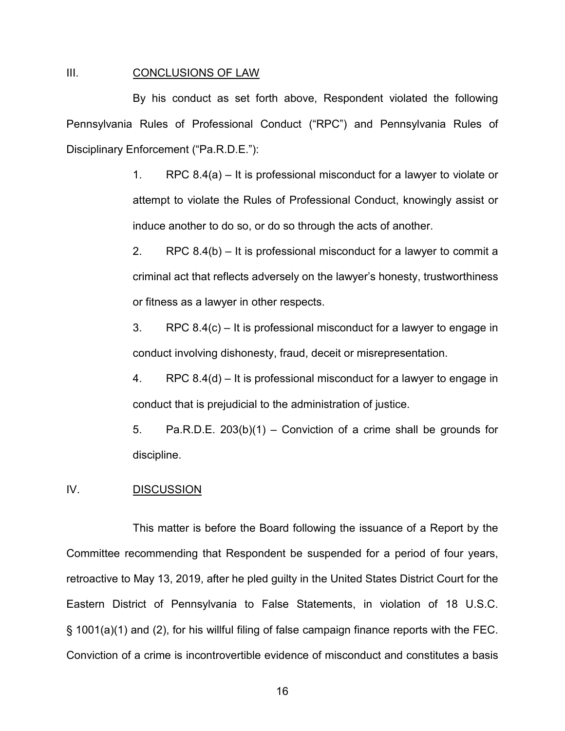## III. CONCLUSIONS OF LAW

By his conduct as set forth above, Respondent violated the following Pennsylvania Rules of Professional Conduct ("RPC") and Pennsylvania Rules of Disciplinary Enforcement ("Pa.R.D.E."):

1. RPC 8.4(a) – It is professional misconduct for a lawyer to violate or attempt to violate the Rules of Professional Conduct, knowingly assist or induce another to do so, or do so through the acts of another.
2. RPC 8.4(b) – It is professional misconduct for a lawyer to commit a criminal act that reflects adversely on the lawyer's honesty, trustworthiness or fitness as a lawyer in other respects.
3. RPC 8.4(c) – It is professional misconduct for a lawyer to engage in conduct involving dishonesty, fraud, deceit or misrepresentation.
4. RPC 8.4(d) – It is professional misconduct for a lawyer to engage in conduct that is prejudicial to the administration of justice.
5. Pa.R.D.E. 203(b)(1) – Conviction of a crime shall be grounds for discipline.

## IV. DISCUSSION

This matter is before the Board following the issuance of a Report by the Committee recommending that Respondent be suspended for a period of four years, retroactive to May 13, 2019, after he pled guilty in the United States District Court for the Eastern District of Pennsylvania to False Statements, in violation of 18 U.S.C. § 1001(a)(1) and (2), for his willful filing of false campaign finance reports with the FEC. Conviction of a crime is incontrovertible evidence of misconduct and constitutes a basis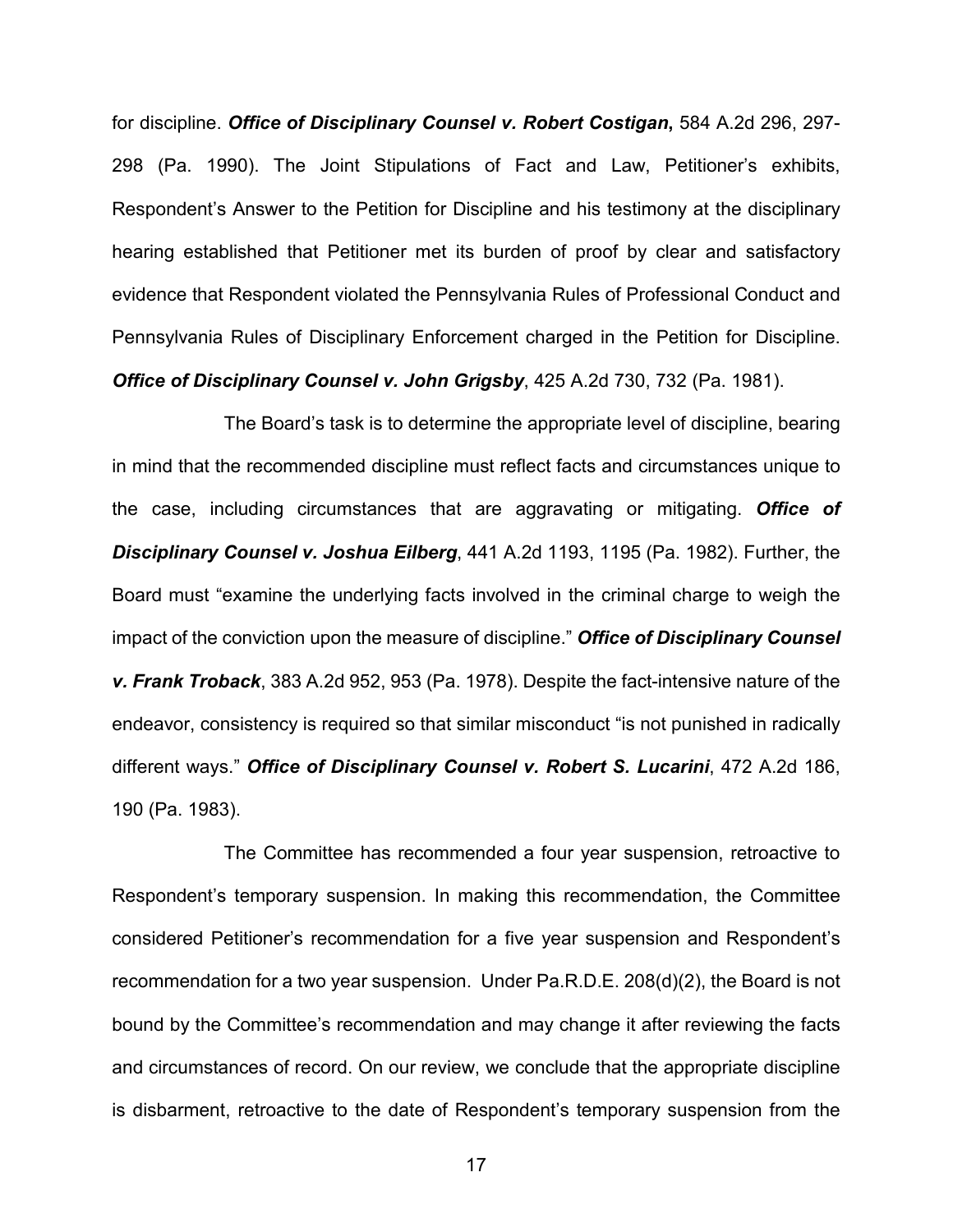for discipline. ***Office of Disciplinary Counsel v. Robert Costigan*****,** 584 A.2d 296, 297-298 (Pa. 1990). The Joint Stipulations of Fact and Law, Petitioner's exhibits, Respondent's Answer to the Petition for Discipline and his testimony at the disciplinary hearing established that Petitioner met its burden of proof by clear and satisfactory evidence that Respondent violated the Pennsylvania Rules of Professional Conduct and Pennsylvania Rules of Disciplinary Enforcement charged in the Petition for Discipline. ***Office of Disciplinary Counsel v. John Grigsby***, 425 A.2d 730, 732 (Pa. 1981).

The Board's task is to determine the appropriate level of discipline, bearing in mind that the recommended discipline must reflect facts and circumstances unique to the case, including circumstances that are aggravating or mitigating. ***Office of Disciplinary Counsel v. Joshua Eilberg***, 441 A.2d 1193, 1195 (Pa. 1982). Further, the Board must "examine the underlying facts involved in the criminal charge to weigh the impact of the conviction upon the measure of discipline." ***Office of Disciplinary Counsel v. Frank Troback***, 383 A.2d 952, 953 (Pa. 1978). Despite the fact-intensive nature of the endeavor, consistency is required so that similar misconduct "is not punished in radically different ways." ***Office of Disciplinary Counsel v. Robert S. Lucarini***, 472 A.2d 186, 190 (Pa. 1983).

The Committee has recommended a four year suspension, retroactive to Respondent's temporary suspension. In making this recommendation, the Committee considered Petitioner's recommendation for a five year suspension and Respondent's recommendation for a two year suspension. Under Pa.R.D.E. 208(d)(2), the Board is not bound by the Committee's recommendation and may change it after reviewing the facts and circumstances of record. On our review, we conclude that the appropriate discipline is disbarment, retroactive to the date of Respondent's temporary suspension from the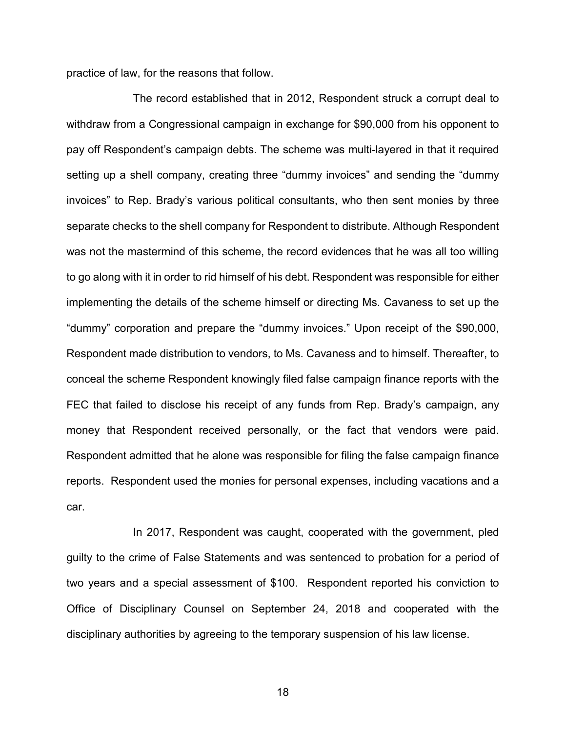practice of law, for the reasons that follow.

The record established that in 2012, Respondent struck a corrupt deal to withdraw from a Congressional campaign in exchange for $90,000 from his opponent to pay off Respondent's campaign debts. The scheme was multi-layered in that it required setting up a shell company, creating three "dummy invoices" and sending the "dummy invoices" to Rep. Brady's various political consultants, who then sent monies by three separate checks to the shell company for Respondent to distribute. Although Respondent was not the mastermind of this scheme, the record evidences that he was all too willing to go along with it in order to rid himself of his debt. Respondent was responsible for either implementing the details of the scheme himself or directing Ms. Cavaness to set up the "dummy" corporation and prepare the "dummy invoices." Upon receipt of the $90,000, Respondent made distribution to vendors, to Ms. Cavaness and to himself. Thereafter, to conceal the scheme Respondent knowingly filed false campaign finance reports with the FEC that failed to disclose his receipt of any funds from Rep. Brady's campaign, any money that Respondent received personally, or the fact that vendors were paid. Respondent admitted that he alone was responsible for filing the false campaign finance reports. Respondent used the monies for personal expenses, including vacations and a car.

In 2017, Respondent was caught, cooperated with the government, pled guilty to the crime of False Statements and was sentenced to probation for a period of two years and a special assessment of $100. Respondent reported his conviction to Office of Disciplinary Counsel on September 24, 2018 and cooperated with the disciplinary authorities by agreeing to the temporary suspension of his law license.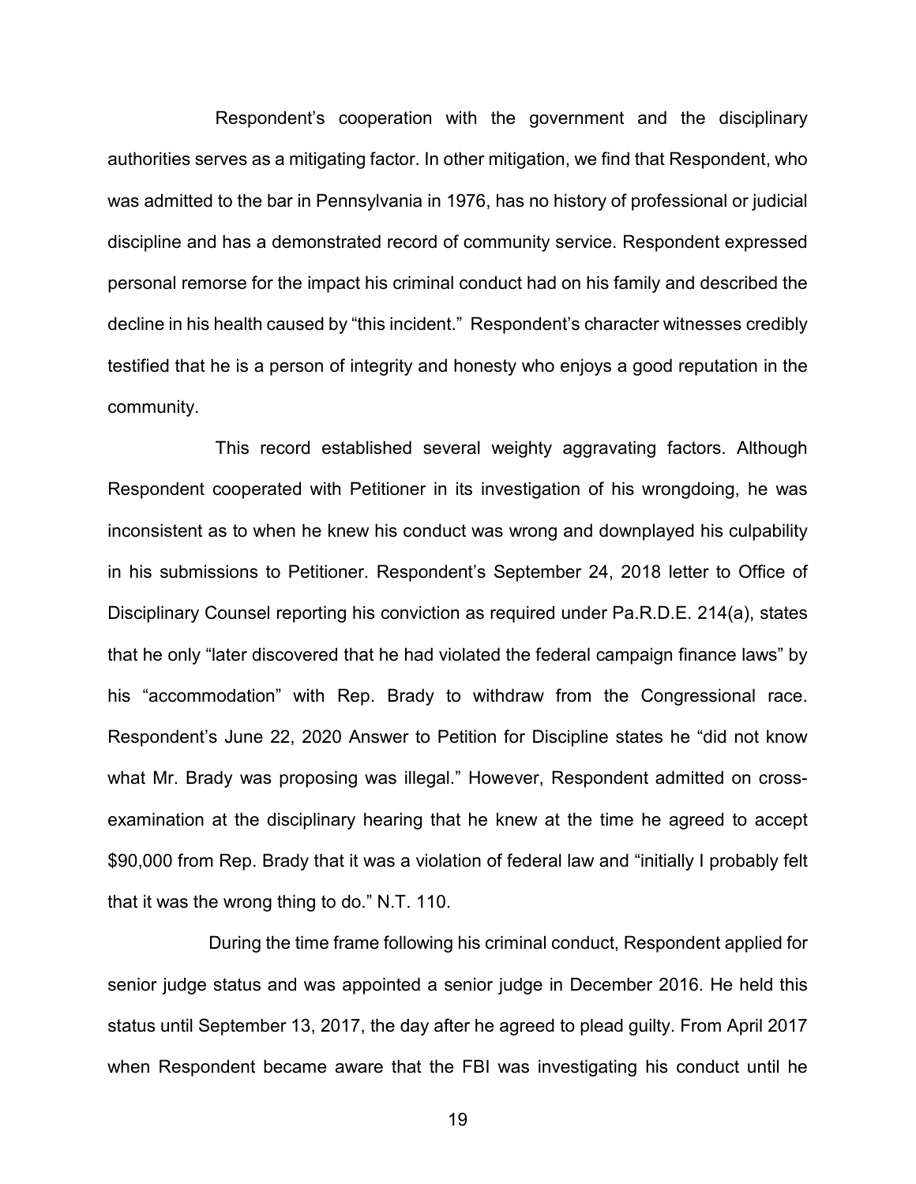Respondent's cooperation with the government and the disciplinary authorities serves as a mitigating factor. In other mitigation, we find that Respondent, who was admitted to the bar in Pennsylvania in 1976, has no history of professional or judicial discipline and has a demonstrated record of community service. Respondent expressed personal remorse for the impact his criminal conduct had on his family and described the decline in his health caused by "this incident." Respondent's character witnesses credibly testified that he is a person of integrity and honesty who enjoys a good reputation in the community.

This record established several weighty aggravating factors. Although Respondent cooperated with Petitioner in its investigation of his wrongdoing, he was inconsistent as to when he knew his conduct was wrong and downplayed his culpability in his submissions to Petitioner. Respondent's September 24, 2018 letter to Office of Disciplinary Counsel reporting his conviction as required under Pa.R.D.E. 214(a), states that he only "later discovered that he had violated the federal campaign finance laws" by his "accommodation" with Rep. Brady to withdraw from the Congressional race. Respondent's June 22, 2020 Answer to Petition for Discipline states he "did not know what Mr. Brady was proposing was illegal." However, Respondent admitted on cross-examination at the disciplinary hearing that he knew at the time he agreed to accept $90,000 from Rep. Brady that it was a violation of federal law and "initially I probably felt that it was the wrong thing to do." N.T. 110.

During the time frame following his criminal conduct, Respondent applied for senior judge status and was appointed a senior judge in December 2016. He held this status until September 13, 2017, the day after he agreed to plead guilty. From April 2017 when Respondent became aware that the FBI was investigating his conduct until he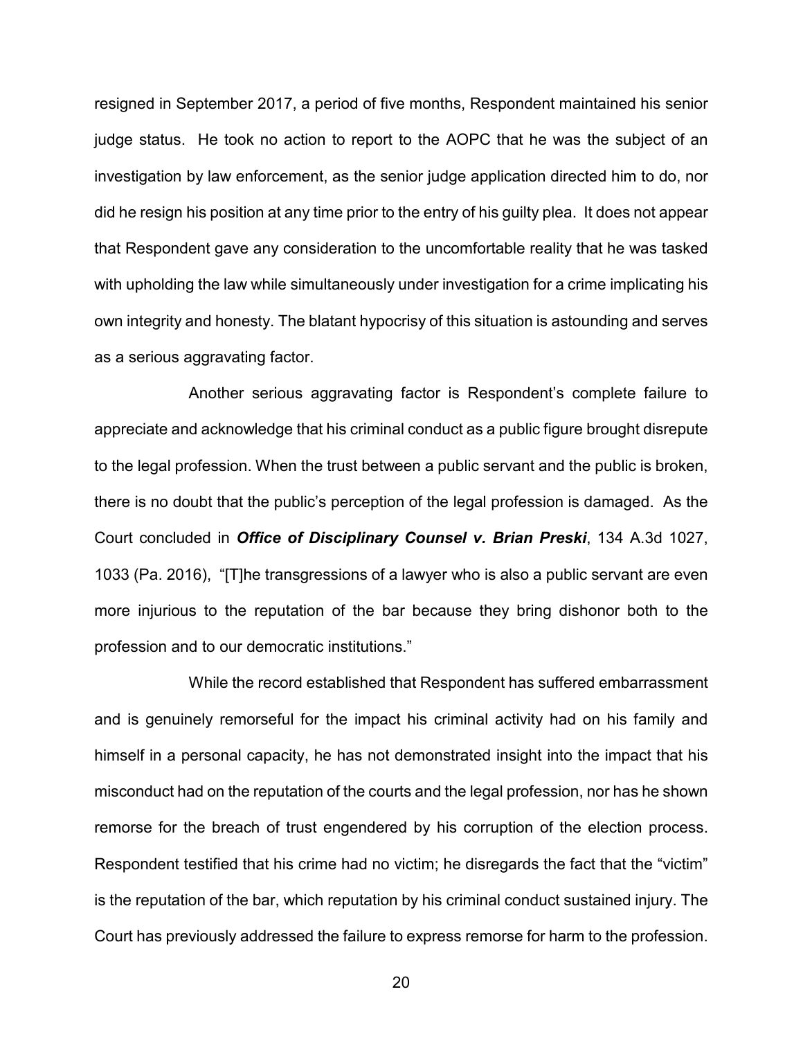resigned in September 2017, a period of five months, Respondent maintained his senior judge status. He took no action to report to the AOPC that he was the subject of an investigation by law enforcement, as the senior judge application directed him to do, nor did he resign his position at any time prior to the entry of his guilty plea. It does not appear that Respondent gave any consideration to the uncomfortable reality that he was tasked with upholding the law while simultaneously under investigation for a crime implicating his own integrity and honesty. The blatant hypocrisy of this situation is astounding and serves as a serious aggravating factor.

Another serious aggravating factor is Respondent's complete failure to appreciate and acknowledge that his criminal conduct as a public figure brought disrepute to the legal profession. When the trust between a public servant and the public is broken, there is no doubt that the public's perception of the legal profession is damaged. As the Court concluded in ***Office of Disciplinary Counsel v. Brian Preski***, 134 A.3d 1027, 1033 (Pa. 2016), "[T]he transgressions of a lawyer who is also a public servant are even more injurious to the reputation of the bar because they bring dishonor both to the profession and to our democratic institutions."

While the record established that Respondent has suffered embarrassment and is genuinely remorseful for the impact his criminal activity had on his family and himself in a personal capacity, he has not demonstrated insight into the impact that his misconduct had on the reputation of the courts and the legal profession, nor has he shown remorse for the breach of trust engendered by his corruption of the election process. Respondent testified that his crime had no victim; he disregards the fact that the "victim" is the reputation of the bar, which reputation by his criminal conduct sustained injury. The Court has previously addressed the failure to express remorse for harm to the profession.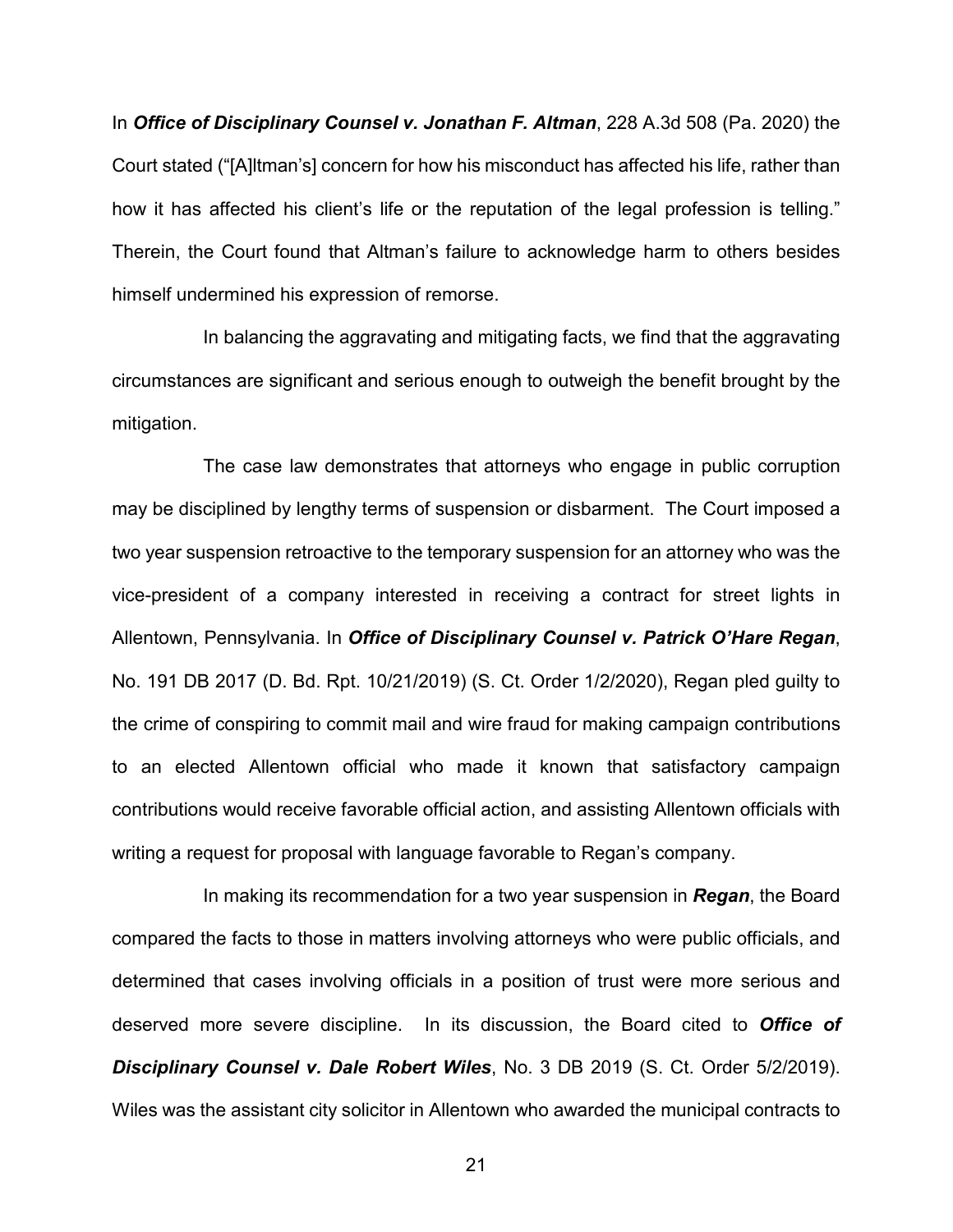In ***Office of Disciplinary Counsel v. Jonathan F. Altman***, 228 A.3d 508 (Pa. 2020) the Court stated ("[A]ltman's] concern for how his misconduct has affected his life, rather than how it has affected his client's life or the reputation of the legal profession is telling." Therein, the Court found that Altman's failure to acknowledge harm to others besides himself undermined his expression of remorse.

In balancing the aggravating and mitigating facts, we find that the aggravating circumstances are significant and serious enough to outweigh the benefit brought by the mitigation.

The case law demonstrates that attorneys who engage in public corruption may be disciplined by lengthy terms of suspension or disbarment. The Court imposed a two year suspension retroactive to the temporary suspension for an attorney who was the vice-president of a company interested in receiving a contract for street lights in Allentown, Pennsylvania. In ***Office of Disciplinary Counsel v. Patrick O'Hare Regan***, No. 191 DB 2017 (D. Bd. Rpt. 10/21/2019) (S. Ct. Order 1/2/2020), Regan pled guilty to the crime of conspiring to commit mail and wire fraud for making campaign contributions to an elected Allentown official who made it known that satisfactory campaign contributions would receive favorable official action, and assisting Allentown officials with writing a request for proposal with language favorable to Regan's company.

In making its recommendation for a two year suspension in ***Regan***, the Board compared the facts to those in matters involving attorneys who were public officials, and determined that cases involving officials in a position of trust were more serious and deserved more severe discipline. In its discussion, the Board cited to ***Office of Disciplinary Counsel v. Dale Robert Wiles***, No. 3 DB 2019 (S. Ct. Order 5/2/2019). Wiles was the assistant city solicitor in Allentown who awarded the municipal contracts to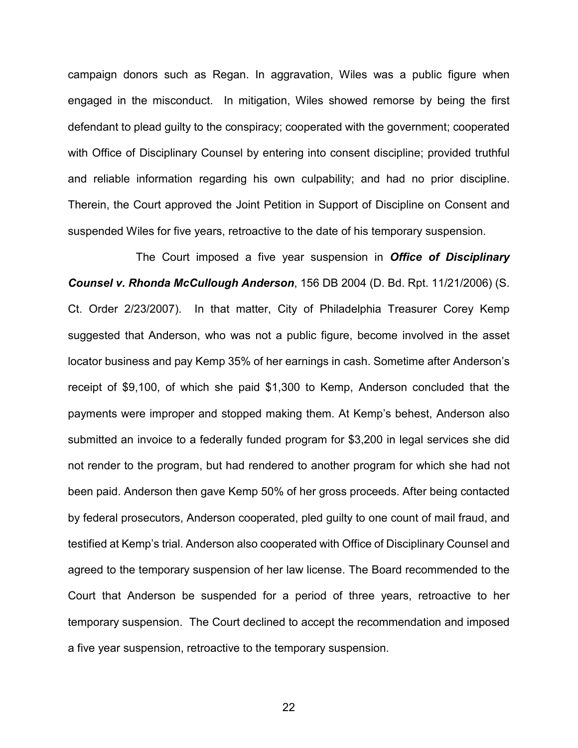campaign donors such as Regan. In aggravation, Wiles was a public figure when engaged in the misconduct. In mitigation, Wiles showed remorse by being the first defendant to plead guilty to the conspiracy; cooperated with the government; cooperated with Office of Disciplinary Counsel by entering into consent discipline; provided truthful and reliable information regarding his own culpability; and had no prior discipline. Therein, the Court approved the Joint Petition in Support of Discipline on Consent and suspended Wiles for five years, retroactive to the date of his temporary suspension.

The Court imposed a five year suspension in ***Office of Disciplinary Counsel v. Rhonda McCullough Anderson***, 156 DB 2004 (D. Bd. Rpt. 11/21/2006) (S. Ct. Order 2/23/2007). In that matter, City of Philadelphia Treasurer Corey Kemp suggested that Anderson, who was not a public figure, become involved in the asset locator business and pay Kemp 35% of her earnings in cash. Sometime after Anderson's receipt of $9,100, of which she paid $1,300 to Kemp, Anderson concluded that the payments were improper and stopped making them. At Kemp's behest, Anderson also submitted an invoice to a federally funded program for $3,200 in legal services she did not render to the program, but had rendered to another program for which she had not been paid. Anderson then gave Kemp 50% of her gross proceeds. After being contacted by federal prosecutors, Anderson cooperated, pled guilty to one count of mail fraud, and testified at Kemp's trial. Anderson also cooperated with Office of Disciplinary Counsel and agreed to the temporary suspension of her law license. The Board recommended to the Court that Anderson be suspended for a period of three years, retroactive to her temporary suspension. The Court declined to accept the recommendation and imposed a five year suspension, retroactive to the temporary suspension.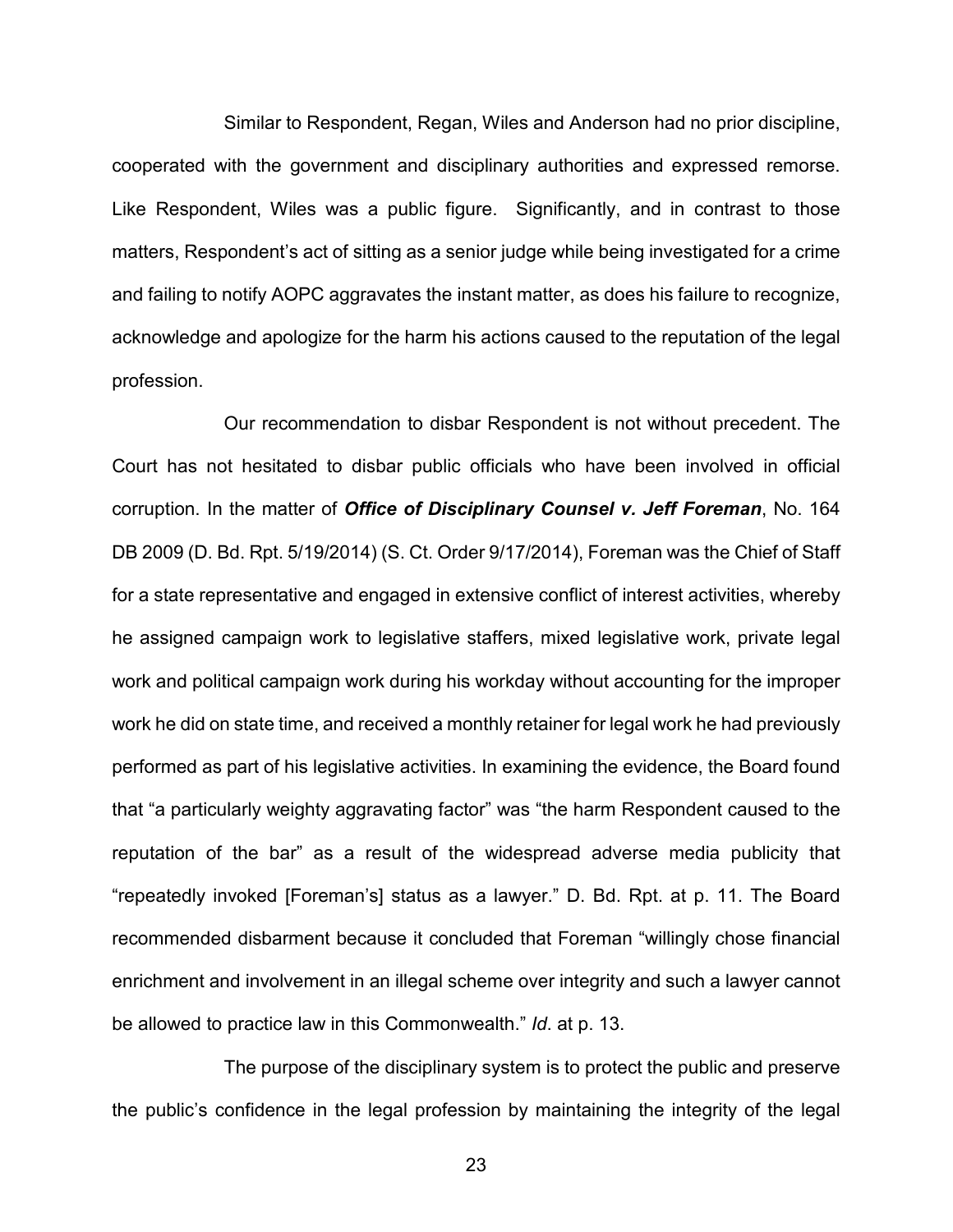Similar to Respondent, Regan, Wiles and Anderson had no prior discipline, cooperated with the government and disciplinary authorities and expressed remorse. Like Respondent, Wiles was a public figure. Significantly, and in contrast to those matters, Respondent's act of sitting as a senior judge while being investigated for a crime and failing to notify AOPC aggravates the instant matter, as does his failure to recognize, acknowledge and apologize for the harm his actions caused to the reputation of the legal profession.

Our recommendation to disbar Respondent is not without precedent. The Court has not hesitated to disbar public officials who have been involved in official corruption. In the matter of ***Office of Disciplinary Counsel v. Jeff Foreman***, No. 164 DB 2009 (D. Bd. Rpt. 5/19/2014) (S. Ct. Order 9/17/2014), Foreman was the Chief of Staff for a state representative and engaged in extensive conflict of interest activities, whereby he assigned campaign work to legislative staffers, mixed legislative work, private legal work and political campaign work during his workday without accounting for the improper work he did on state time, and received a monthly retainer for legal work he had previously performed as part of his legislative activities. In examining the evidence, the Board found that "a particularly weighty aggravating factor" was "the harm Respondent caused to the reputation of the bar" as a result of the widespread adverse media publicity that "repeatedly invoked [Foreman's] status as a lawyer." D. Bd. Rpt. at p. 11. The Board recommended disbarment because it concluded that Foreman "willingly chose financial enrichment and involvement in an illegal scheme over integrity and such a lawyer cannot be allowed to practice law in this Commonwealth." *Id*. at p. 13.

The purpose of the disciplinary system is to protect the public and preserve the public's confidence in the legal profession by maintaining the integrity of the legal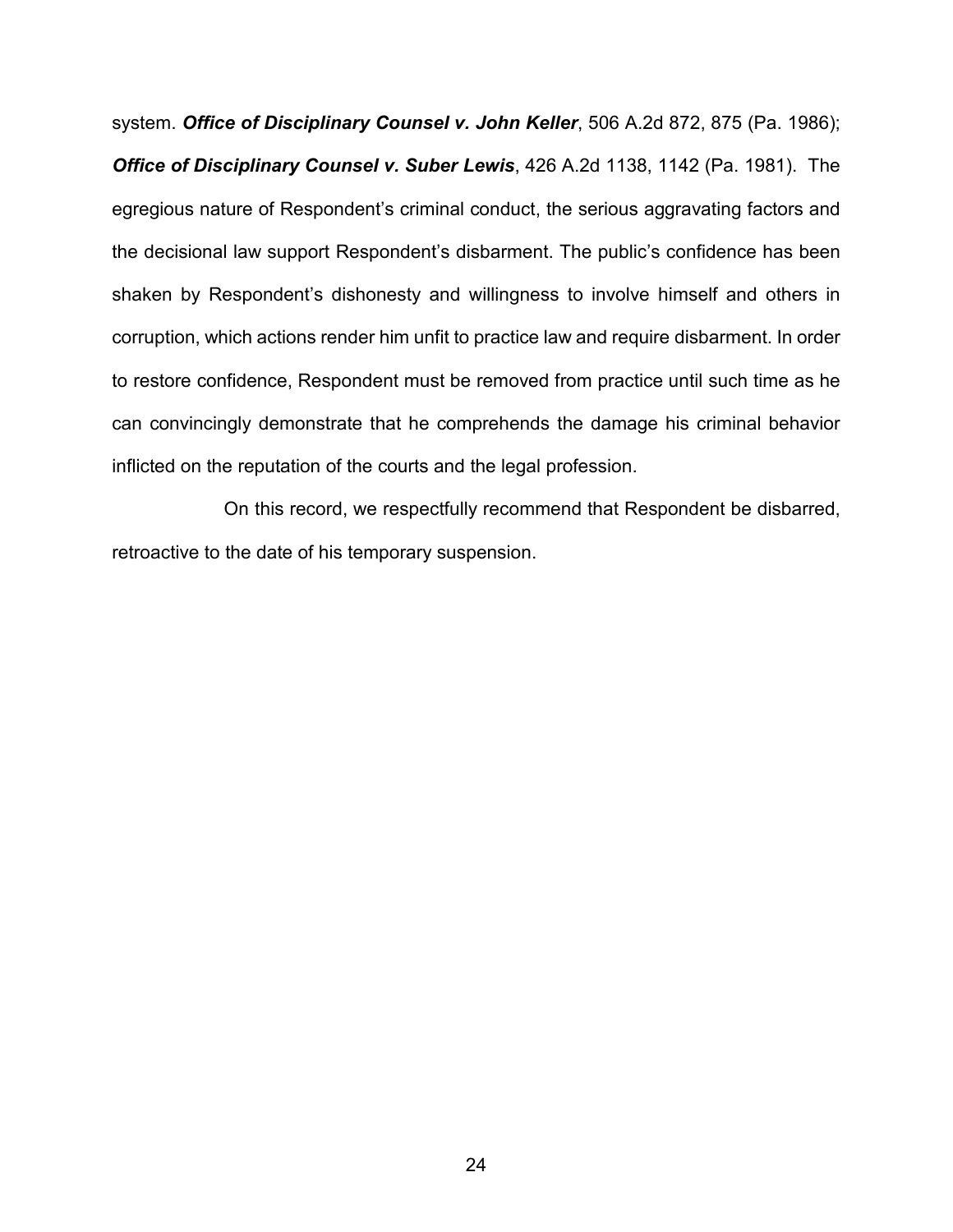system. ***Office of Disciplinary Counsel v. John Keller***, 506 A.2d 872, 875 (Pa. 1986); ***Office of Disciplinary Counsel v. Suber Lewis***, 426 A.2d 1138, 1142 (Pa. 1981). The egregious nature of Respondent's criminal conduct, the serious aggravating factors and the decisional law support Respondent's disbarment. The public's confidence has been shaken by Respondent's dishonesty and willingness to involve himself and others in corruption, which actions render him unfit to practice law and require disbarment. In order to restore confidence, Respondent must be removed from practice until such time as he can convincingly demonstrate that he comprehends the damage his criminal behavior inflicted on the reputation of the courts and the legal profession.

On this record, we respectfully recommend that Respondent be disbarred, retroactive to the date of his temporary suspension.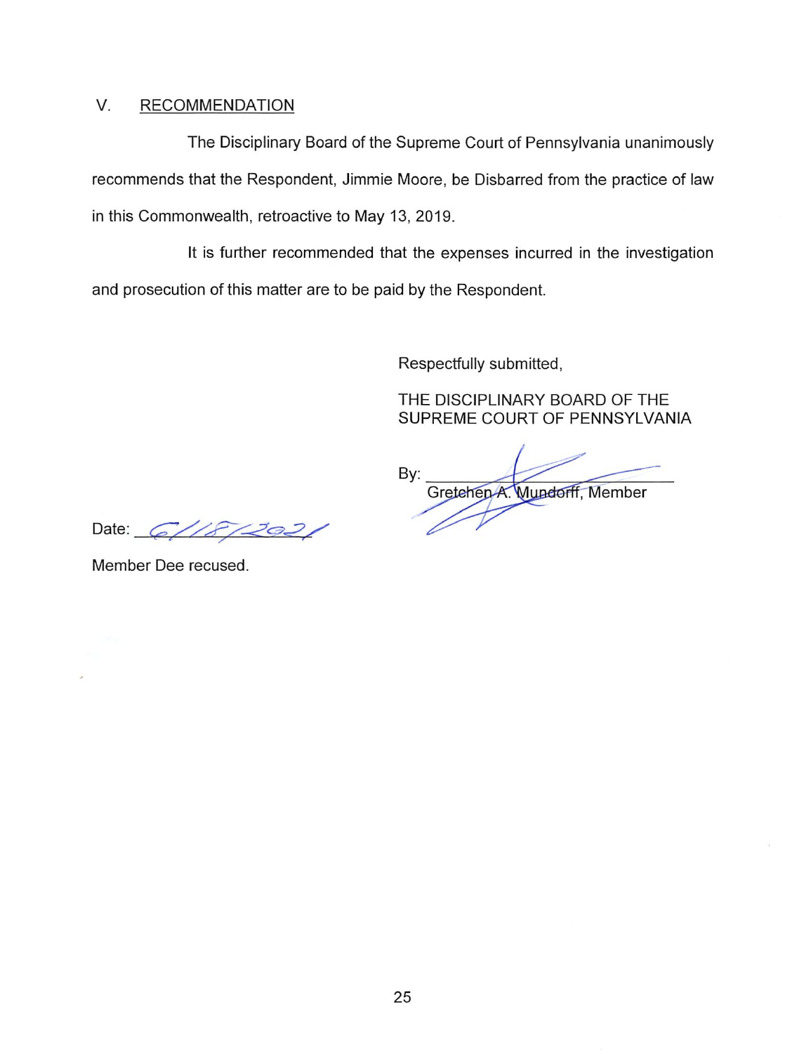## V. RECOMMENDATION

The Disciplinary Board of the Supreme Court of Pennsylvania unanimously recommends that the Respondent, Jimmie Moore, be Disbarred from the practice of law in this Commonwealth, retroactive to May 13, 2019.

It is further recommended that the expenses incurred in the investigation and prosecution of this matter are to be paid by the Respondent.

Respectfully submitted,

THE DISCIPLINARY BOARD OF THE SUPREME COURT OF PENNSYLVANIA

By: ____________________
Gretchen A. Mundorff, Member

Date: 6/18/2021

Member Dee recused.